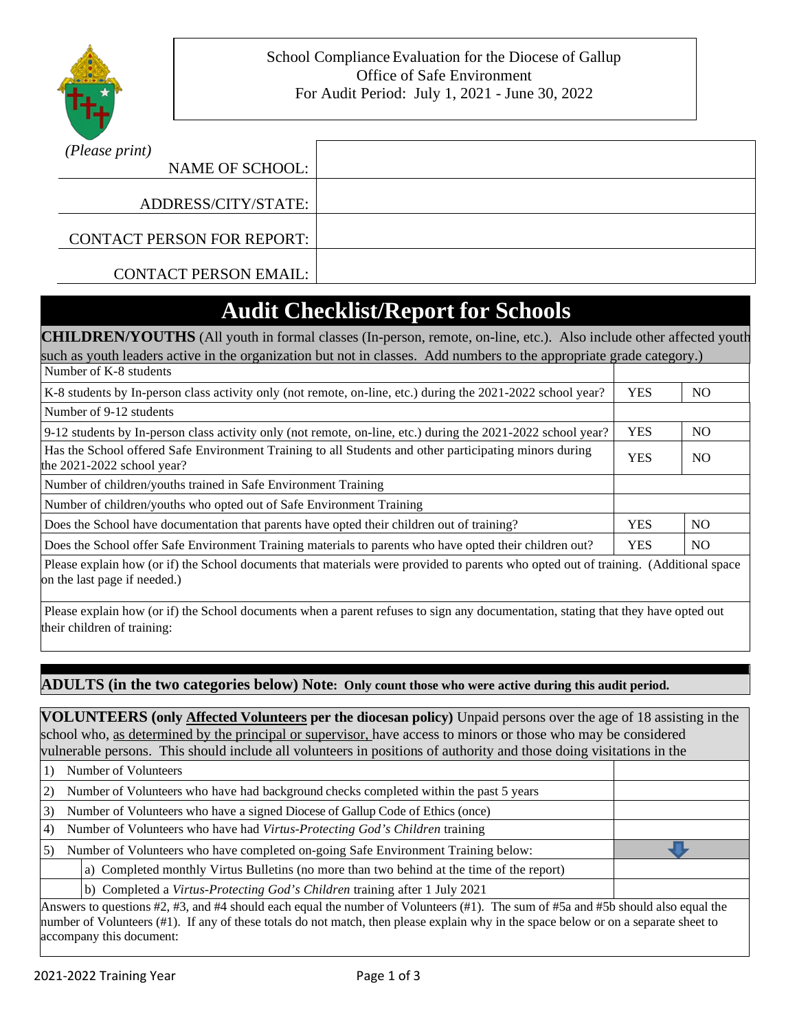School Compliance Evaluation for the Diocese of Gallup
Office of Safe Environment
For Audit Period: July 1, 2021 - June 30, 2022

*(Please print)*

| | |
|---|---|
| NAME OF SCHOOL: | |
| ADDRESS/CITY/STATE: | |
| CONTACT PERSON FOR REPORT: | |
| CONTACT PERSON EMAIL: | |

# Audit Checklist/Report for Schools

**CHILDREN/YOUTHS** (All youth in formal classes (In-person, remote, on-line, etc.). Also include other affected youth such as youth leaders active in the organization but not in classes. Add numbers to the appropriate grade category.)

| | | |
|---|---|---|
| Number of K-8 students | | |
| K-8 students by In-person class activity only (not remote, on-line, etc.) during the 2021-2022 school year? | YES | NO |
| Number of 9-12 students | | |
| 9-12 students by In-person class activity only (not remote, on-line, etc.) during the 2021-2022 school year? | YES | NO |
| Has the School offered Safe Environment Training to all Students and other participating minors during the 2021-2022 school year? | YES | NO |
| Number of children/youths trained in Safe Environment Training | | |
| Number of children/youths who opted out of Safe Environment Training | | |
| Does the School have documentation that parents have opted their children out of training? | YES | NO |
| Does the School offer Safe Environment Training materials to parents who have opted their children out? | YES | NO |

Please explain how (or if) the School documents that materials were provided to parents who opted out of training. (Additional space on the last page if needed.)

Please explain how (or if) the School documents when a parent refuses to sign any documentation, stating that they have opted out their children of training:

**ADULTS (in the two categories below) Note: Only count those who were active during this audit period.**

**VOLUNTEERS (only <u>Affected Volunteers</u> per the diocesan policy)** Unpaid persons over the age of 18 assisting in the school who, <u>as determined by the principal or supervisor,</u> have access to minors or those who may be considered vulnerable persons. This should include all volunteers in positions of authority and those doing visitations in the

| | |
|---|---|
| 1) Number of Volunteers | |
| 2) Number of Volunteers who have had background checks completed within the past 5 years | |
| 3) Number of Volunteers who have a signed Diocese of Gallup Code of Ethics (once) | |
| 4) Number of Volunteers who have had *Virtus-Protecting God's Children* training | |
| 5) Number of Volunteers who have completed on-going Safe Environment Training below: | ⬇ |
| a) Completed monthly Virtus Bulletins (no more than two behind at the time of the report) | |
| b) Completed a *Virtus-Protecting God's Children* training after 1 July 2021 | |

Answers to questions #2, #3, and #4 should each equal the number of Volunteers (#1). The sum of #5a and #5b should also equal the number of Volunteers (#1). If any of these totals do not match, then please explain why in the space below or on a separate sheet to accompany this document:

2021-2022 Training Year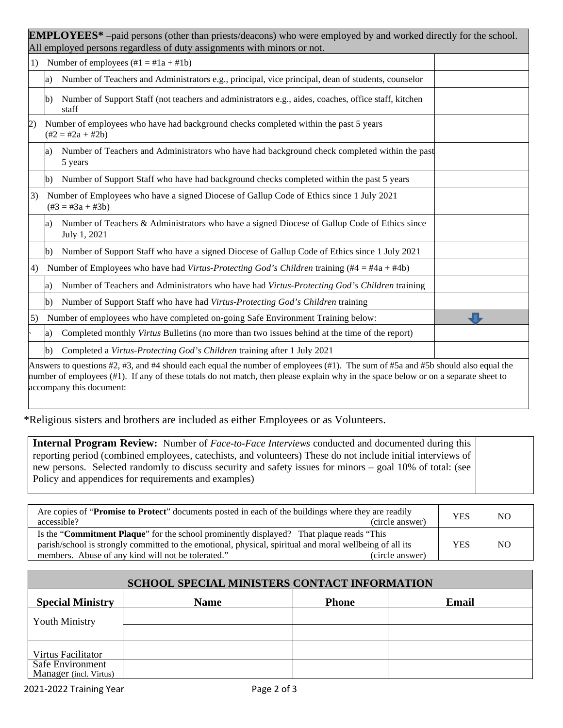| **EMPLOYEES*** –paid persons (other than priests/deacons) who were employed by and worked directly for the school. All employed persons regardless of duty assignments with minors or not. | |
|---|---|
| 1) Number of employees (#1 = #1a + #1b) | |
| a) Number of Teachers and Administrators e.g., principal, vice principal, dean of students, counselor | |
| b) Number of Support Staff (not teachers and administrators e.g., aides, coaches, office staff, kitchen staff | |
| 2) Number of employees who have had background checks completed within the past 5 years (#2 = #2a + #2b) | |
| a) Number of Teachers and Administrators who have had background check completed within the past 5 years | |
| b) Number of Support Staff who have had background checks completed within the past 5 years | |
| 3) Number of Employees who have a signed Diocese of Gallup Code of Ethics since 1 July 2021 (#3 = #3a + #3b) | |
| a) Number of Teachers & Administrators who have a signed Diocese of Gallup Code of Ethics since July 1, 2021 | |
| b) Number of Support Staff who have a signed Diocese of Gallup Code of Ethics since 1 July 2021 | |
| 4) Number of Employees who have had *Virtus-Protecting God's Children* training (#4 = #4a + #4b) | |
| a) Number of Teachers and Administrators who have had *Virtus-Protecting God's Children* training | |
| b) Number of Support Staff who have had *Virtus-Protecting God's Children* training | |
| 5) Number of employees who have completed on-going Safe Environment Training below: | ⬇ |
| a) Completed monthly *Virtus* Bulletins (no more than two issues behind at the time of the report) | |
| b) Completed a *Virtus-Protecting God's Children* training after 1 July 2021 | |
| Answers to questions #2, #3, and #4 should each equal the number of employees (#1). The sum of #5a and #5b should also equal the number of employees (#1). If any of these totals do not match, then please explain why in the space below or on a separate sheet to accompany this document: | |

*Religious sisters and brothers are included as either Employees or as Volunteers.

| **Internal Program Review:** Number of *Face-to-Face Interviews* conducted and documented during this reporting period (combined employees, catechists, and volunteers) These do not include initial interviews of new persons. Selected randomly to discuss security and safety issues for minors – goal 10% of total: (see Policy and appendices for requirements and examples) | |
|---|---|

| Question | | |
|---|---|---|
| Are copies of "**Promise to Protect**" documents posted in each of the buildings where they are readily accessible? (circle answer) | YES | NO |
| Is the "**Commitment Plaque**" for the school prominently displayed? That plaque reads "This parish/school is strongly committed to the emotional, physical, spiritual and moral wellbeing of all its members. Abuse of any kind will not be tolerated." (circle answer) | YES | NO |

| **SCHOOL SPECIAL MINISTERS CONTACT INFORMATION** | | | |
|---|---|---|---|
| **Special Ministry** | **Name** | **Phone** | **Email** |
| Youth Ministry | | | |
| | | | |
| Virtus Facilitator | | | |
| Safe Environment Manager (incl. Virtus) | | | |

2021-2022 Training Year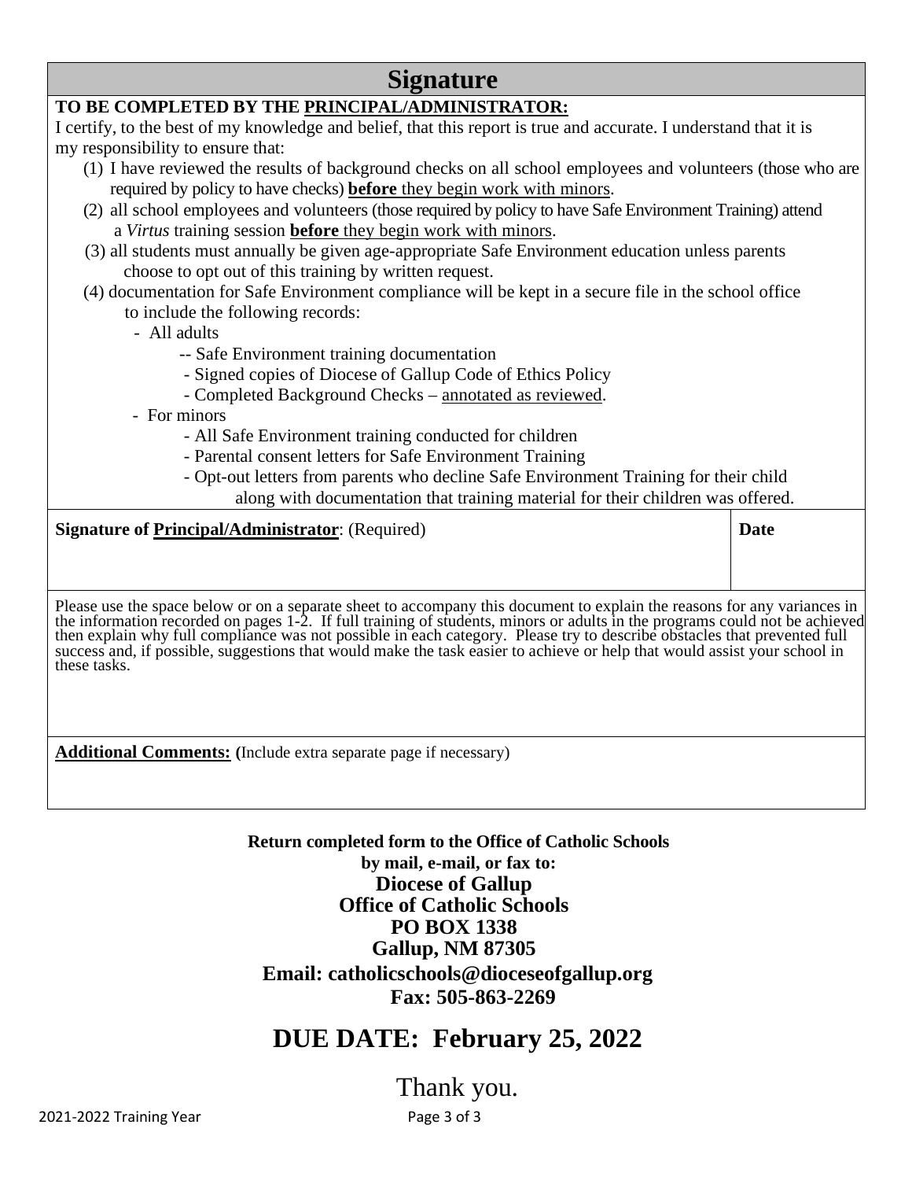# Signature

**TO BE COMPLETED BY THE PRINCIPAL/ADMINISTRATOR:**

I certify, to the best of my knowledge and belief, that this report is true and accurate. I understand that it is my responsibility to ensure that:

(1) I have reviewed the results of background checks on all school employees and volunteers (those who are required by policy to have checks) **before** they begin work with minors.

(2) all school employees and volunteers (those required by policy to have Safe Environment Training) attend a *Virtus* training session **before** they begin work with minors.

(3) all students must annually be given age-appropriate Safe Environment education unless parents choose to opt out of this training by written request.

(4) documentation for Safe Environment compliance will be kept in a secure file in the school office to include the following records:

- All adults
  - -- Safe Environment training documentation
  - Signed copies of Diocese of Gallup Code of Ethics Policy
  - Completed Background Checks – annotated as reviewed.
- For minors
  - All Safe Environment training conducted for children
  - Parental consent letters for Safe Environment Training
  - Opt-out letters from parents who decline Safe Environment Training for their child along with documentation that training material for their children was offered.

| **Signature of Principal/Administrator**: (Required) | **Date** |
|---|---|
| | |

Please use the space below or on a separate sheet to accompany this document to explain the reasons for any variances in the information recorded on pages 1-2. If full training of students, minors or adults in the programs could not be achieved then explain why full compliance was not possible in each category. Please try to describe obstacles that prevented full success and, if possible, suggestions that would make the task easier to achieve or help that would assist your school in these tasks.

**Additional Comments:** (Include extra separate page if necessary)

**Return completed form to the Office of Catholic Schools**
**by mail, e-mail, or fax to:**

**Diocese of Gallup**
**Office of Catholic Schools**
**PO BOX 1338**
**Gallup, NM 87305**
**Email: catholicschools@dioceseofgallup.org**
**Fax: 505-863-2269**

## DUE DATE: February 25, 2022

Thank you.

2021-2022 Training Year